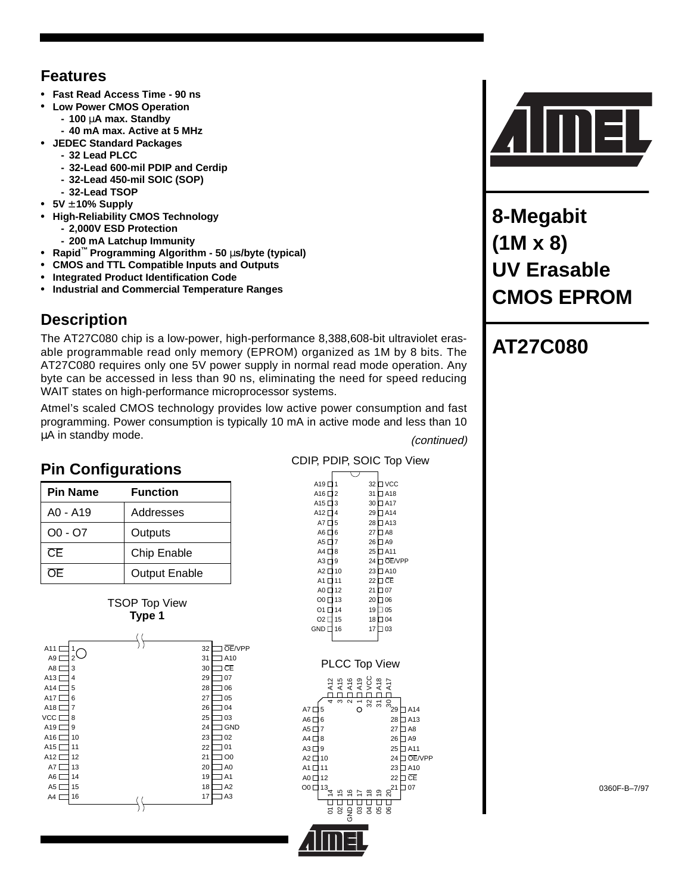## Features

- **Fast Read Access Time - 90 ns**
- **Low Power CMOS Operation**
  - **100 µA max. Standby**
  - **40 mA max. Active at 5 MHz**
- **JEDEC Standard Packages**
  - **32 Lead PLCC**
  - **32-Lead 600-mil PDIP and Cerdip**
  - **32-Lead 450-mil SOIC (SOP)**
  - **32-Lead TSOP**
- **5V ±10% Supply**
- **High-Reliability CMOS Technology**
  - **2,000V ESD Protection**
  - **200 mA Latchup Immunity**
- **Rapid™ Programming Algorithm - 50 µs/byte (typical)**
- **CMOS and TTL Compatible Inputs and Outputs**
- **Integrated Product Identification Code**
- **Industrial and Commercial Temperature Ranges**

# 8-Megabit (1M x 8) UV Erasable CMOS EPROM

# AT27C080

## Description

The AT27C080 chip is a low-power, high-performance 8,388,608-bit ultraviolet erasable programmable read only memory (EPROM) organized as 1M by 8 bits. The AT27C080 requires only one 5V power supply in normal read mode operation. Any byte can be accessed in less than 90 ns, eliminating the need for speed reducing WAIT states on high-performance microprocessor systems.

Atmel's scaled CMOS technology provides low active power consumption and fast programming. Power consumption is typically 10 mA in active mode and less than 10 µA in standby mode.

*(continued)*

## Pin Configurations

| Pin Name | Function |
|---|---|
| A0 - A19 | Addresses |
| O0 - O7 | Outputs |
| $\overline{CE}$ | Chip Enable |
| $\overline{OE}$ | Output Enable |

### CDIP, PDIP, SOIC Top View

| Signal | Pin | Pin | Signal |
|---|---|---|---|
| A19 | 1 | 32 | VCC |
| A16 | 2 | 31 | A18 |
| A15 | 3 | 30 | A17 |
| A12 | 4 | 29 | A14 |
| A7 | 5 | 28 | A13 |
| A6 | 6 | 27 | A8 |
| A5 | 7 | 26 | A9 |
| A4 | 8 | 25 | A11 |
| A3 | 9 | 24 | $\overline{OE}$/VPP |
| A2 | 10 | 23 | A10 |
| A1 | 11 | 22 | $\overline{CE}$ |
| A0 | 12 | 21 | O7 |
| O0 | 13 | 20 | O6 |
| O1 | 14 | 19 | O5 |
| O2 | 15 | 18 | O4 |
| GND | 16 | 17 | O3 |

### TSOP Top View
**Type 1**

| Signal | Pin | Pin | Signal |
|---|---|---|---|
| A11 | 1 | 32 | $\overline{OE}$/VPP |
| A9 | 2 | 31 | A10 |
| A8 | 3 | 30 | $\overline{CE}$ |
| A13 | 4 | 29 | O7 |
| A14 | 5 | 28 | O6 |
| A17 | 6 | 27 | O5 |
| A18 | 7 | 26 | O4 |
| VCC | 8 | 25 | O3 |
| A19 | 9 | 24 | GND |
| A16 | 10 | 23 | O2 |
| A15 | 11 | 22 | O1 |
| A12 | 12 | 21 | O0 |
| A7 | 13 | 20 | A0 |
| A6 | 14 | 19 | A1 |
| A5 | 15 | 18 | A2 |
| A4 | 16 | 17 | A3 |

### PLCC Top View

| Pin | Signal |
|---|---|
| 1 | A19 |
| 2 | A16 |
| 3 | A15 |
| 4 | A12 |
| 5 | A7 |
| 6 | A6 |
| 7 | A5 |
| 8 | A4 |
| 9 | A3 |
| 10 | A2 |
| 11 | A1 |
| 12 | A0 |
| 13 | O0 |
| 14 | O1 |
| 15 | O2 |
| 16 | GND |
| 17 | O3 |
| 18 | O4 |
| 19 | O5 |
| 20 | O6 |
| 21 | O7 |
| 22 | $\overline{CE}$ |
| 23 | A10 |
| 24 | $\overline{OE}$/VPP |
| 25 | A11 |
| 26 | A9 |
| 27 | A8 |
| 28 | A13 |
| 29 | A14 |
| 30 | A17 |
| 31 | A18 |
| 32 | VCC |

0360F-B–7/97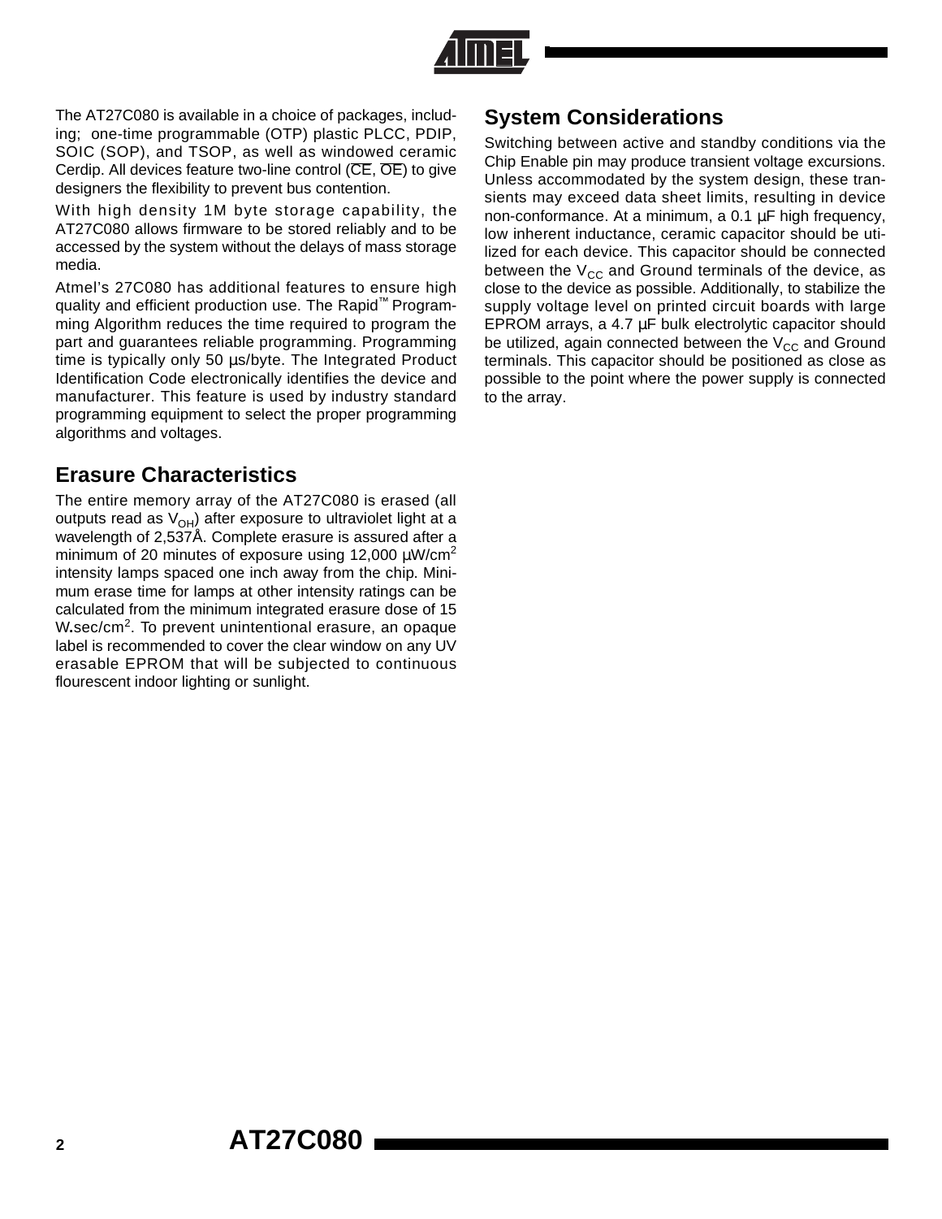The AT27C080 is available in a choice of packages, including; one-time programmable (OTP) plastic PLCC, PDIP, SOIC (SOP), and TSOP, as well as windowed ceramic Cerdip. All devices feature two-line control ($\overline{CE}$, $\overline{OE}$) to give designers the flexibility to prevent bus contention.

With high density 1M byte storage capability, the AT27C080 allows firmware to be stored reliably and to be accessed by the system without the delays of mass storage media.

Atmel's 27C080 has additional features to ensure high quality and efficient production use. The Rapid™ Programming Algorithm reduces the time required to program the part and guarantees reliable programming. Programming time is typically only 50 µs/byte. The Integrated Product Identification Code electronically identifies the device and manufacturer. This feature is used by industry standard programming equipment to select the proper programming algorithms and voltages.

## Erasure Characteristics

The entire memory array of the AT27C080 is erased (all outputs read as $V_{OH}$) after exposure to ultraviolet light at a wavelength of 2,537Å. Complete erasure is assured after a minimum of 20 minutes of exposure using 12,000 µW/cm$^2$ intensity lamps spaced one inch away from the chip. Minimum erase time for lamps at other intensity ratings can be calculated from the minimum integrated erasure dose of 15 W.sec/cm$^2$. To prevent unintentional erasure, an opaque label is recommended to cover the clear window on any UV erasable EPROM that will be subjected to continuous flourescent indoor lighting or sunlight.

## System Considerations

Switching between active and standby conditions via the Chip Enable pin may produce transient voltage excursions. Unless accommodated by the system design, these transients may exceed data sheet limits, resulting in device non-conformance. At a minimum, a 0.1 µF high frequency, low inherent inductance, ceramic capacitor should be utilized for each device. This capacitor should be connected between the $V_{CC}$ and Ground terminals of the device, as close to the device as possible. Additionally, to stabilize the supply voltage level on printed circuit boards with large EPROM arrays, a 4.7 µF bulk electrolytic capacitor should be utilized, again connected between the $V_{CC}$ and Ground terminals. This capacitor should be positioned as close as possible to the point where the power supply is connected to the array.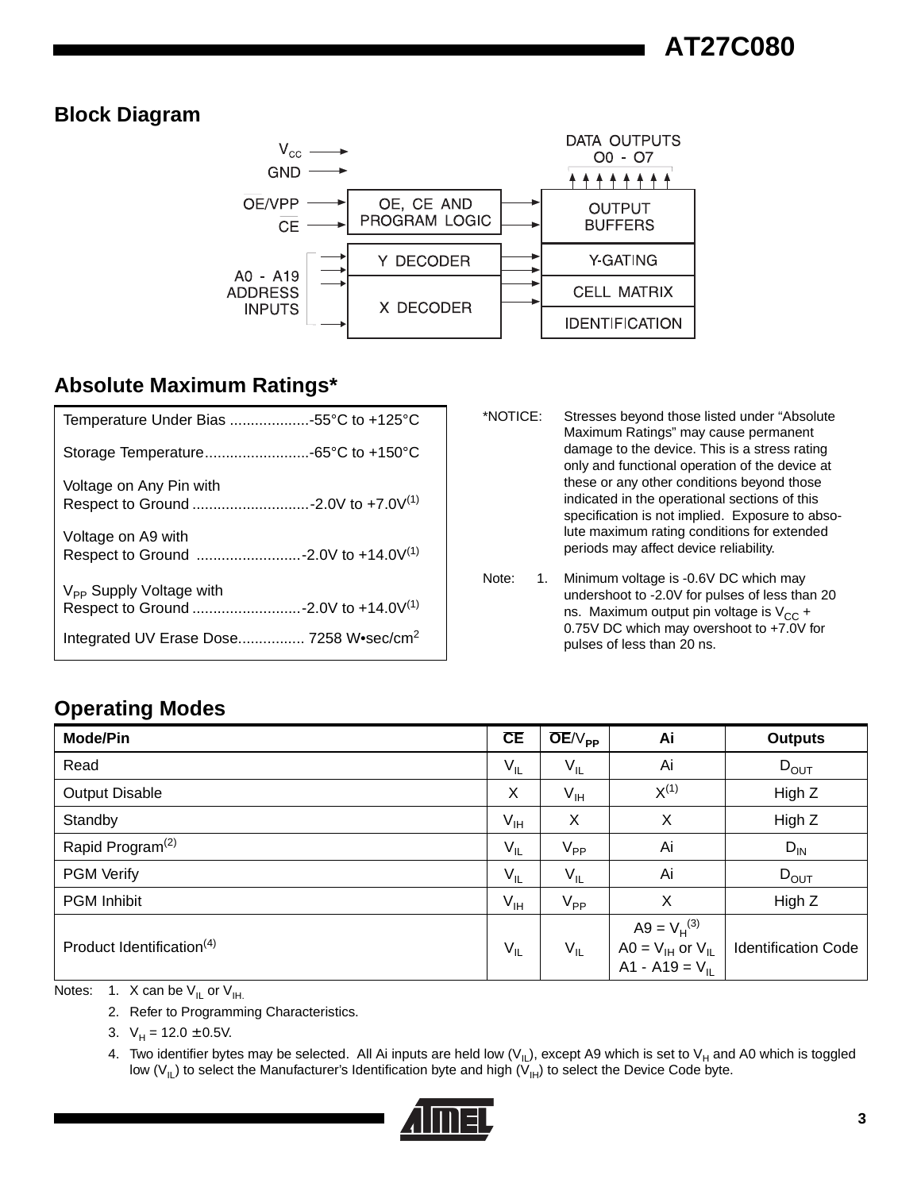## Block Diagram

## Absolute Maximum Ratings*

| | |
|---|---|
| Temperature Under Bias | -55°C to +125°C |
| Storage Temperature | -65°C to +150°C |
| Voltage on Any Pin with Respect to Ground | -2.0V to +7.0V(1) |
| Voltage on A9 with Respect to Ground | -2.0V to +14.0V(1) |
| $V_{PP}$ Supply Voltage with Respect to Ground | -2.0V to +14.0V(1) |
| Integrated UV Erase Dose | 7258 W•sec/cm$^2$ |

*NOTICE: Stresses beyond those listed under "Absolute Maximum Ratings" may cause permanent damage to the device. This is a stress rating only and functional operation of the device at these or any other conditions beyond those indicated in the operational sections of this specification is not implied. Exposure to absolute maximum rating conditions for extended periods may affect device reliability.

Note: 1. Minimum voltage is -0.6V DC which may undershoot to -2.0V for pulses of less than 20 ns. Maximum output pin voltage is $V_{CC}$ + 0.75V DC which may overshoot to +7.0V for pulses of less than 20 ns.

## Operating Modes

| Mode/Pin | $\overline{CE}$ | $\overline{OE}/V_{PP}$ | Ai | Outputs |
|---|---|---|---|---|
| Read | $V_{IL}$ | $V_{IL}$ | Ai | $D_{OUT}$ |
| Output Disable | X | $V_{IH}$ | X(1) | High Z |
| Standby | $V_{IH}$ | X | X | High Z |
| Rapid Program(2) | $V_{IL}$ | $V_{PP}$ | Ai | $D_{IN}$ |
| PGM Verify | $V_{IL}$ | $V_{IL}$ | Ai | $D_{OUT}$ |
| PGM Inhibit | $V_{IH}$ | $V_{PP}$ | X | High Z |
| Product Identification(4) | $V_{IL}$ | $V_{IL}$ | A9 = $V_H$(3)<br>A0 = $V_{IH}$ or $V_{IL}$<br>A1 - A19 = $V_{IL}$ | Identification Code |

Notes:
1. X can be $V_{IL}$ or $V_{IH}$.
2. Refer to Programming Characteristics.
3. $V_H$ = 12.0 ± 0.5V.
4. Two identifier bytes may be selected. All Ai inputs are held low ($V_{IL}$), except A9 which is set to $V_H$ and A0 which is toggled low ($V_{IL}$) to select the Manufacturer's Identification byte and high ($V_{IH}$) to select the Device Code byte.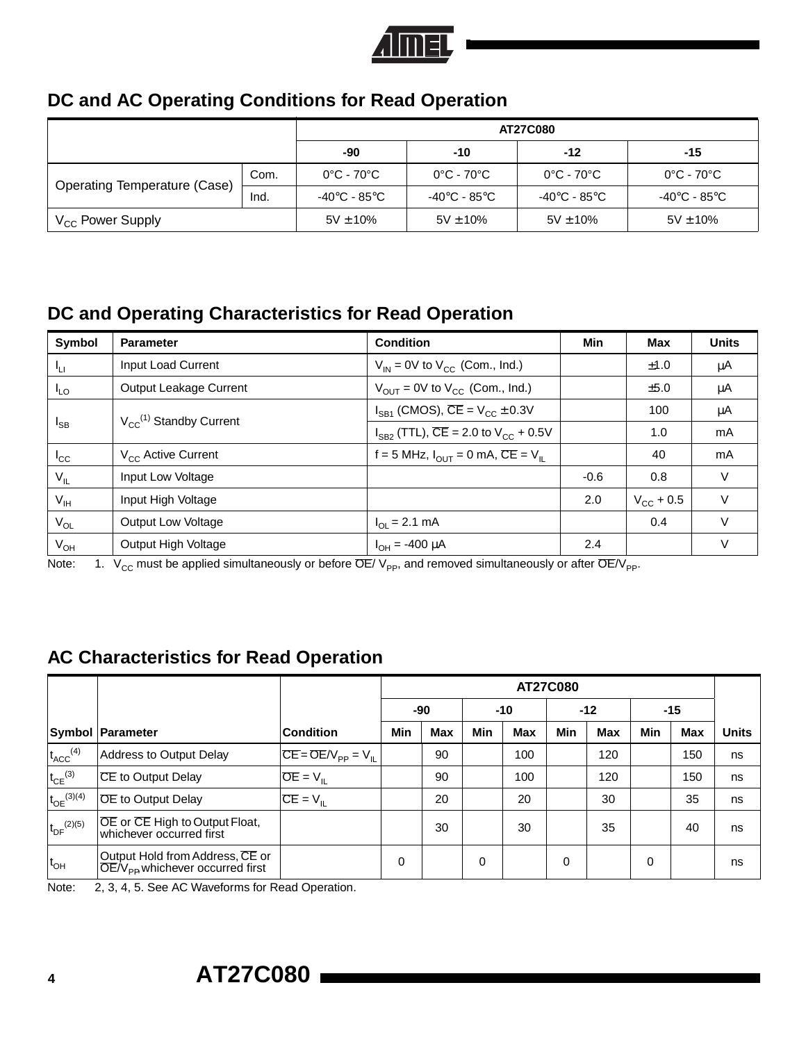## DC and AC Operating Conditions for Read Operation

| | | AT27C080 | | | |
|---|---|---|---|---|---|
| | | -90 | -10 | -12 | -15 |
| Operating Temperature (Case) | Com. | 0°C - 70°C | 0°C - 70°C | 0°C - 70°C | 0°C - 70°C |
| | Ind. | -40°C - 85°C | -40°C - 85°C | -40°C - 85°C | -40°C - 85°C |
| $V_{CC}$ Power Supply | | 5V ± 10% | 5V ± 10% | 5V ± 10% | 5V ± 10% |

## DC and Operating Characteristics for Read Operation

| Symbol | Parameter | Condition | Min | Max | Units |
|---|---|---|---|---|---|
| $I_{LI}$ | Input Load Current | $V_{IN}$ = 0V to $V_{CC}$ (Com., Ind.) | | ±1.0 | µA |
| $I_{LO}$ | Output Leakage Current | $V_{OUT}$ = 0V to $V_{CC}$ (Com., Ind.) | | ±5.0 | µA |
| $I_{SB}$ | $V_{CC}$[1] Standby Current | $I_{SB1}$ (CMOS), $\overline{CE}$ = $V_{CC}$ ± 0.3V | | 100 | µA |
| | | $I_{SB2}$ (TTL), $\overline{CE}$ = 2.0 to $V_{CC}$ + 0.5V | | 1.0 | mA |
| $I_{CC}$ | $V_{CC}$ Active Current | f = 5 MHz, $I_{OUT}$ = 0 mA, $\overline{CE}$ = $V_{IL}$ | | 40 | mA |
| $V_{IL}$ | Input Low Voltage | | -0.6 | 0.8 | V |
| $V_{IH}$ | Input High Voltage | | 2.0 | $V_{CC}$ + 0.5 | V |
| $V_{OL}$ | Output Low Voltage | $I_{OL}$ = 2.1 mA | | 0.4 | V |
| $V_{OH}$ | Output High Voltage | $I_{OH}$ = -400 µA | 2.4 | | V |

Note: 1. $V_{CC}$ must be applied simultaneously or before $\overline{OE}$/ $V_{PP}$, and removed simultaneously or after $\overline{OE}$/$V_{PP}$.

## AC Characteristics for Read Operation

| | | | AT27C080 | | | | | | | | |
|---|---|---|---|---|---|---|---|---|---|---|---|
| | | | -90 | | -10 | | -12 | | -15 | | |
| Symbol | Parameter | Condition | Min | Max | Min | Max | Min | Max | Min | Max | Units |
| $t_{ACC}$[4] | Address to Output Delay | $\overline{CE}$ = $\overline{OE}$/$V_{PP}$ = $V_{IL}$ | | 90 | | 100 | | 120 | | 150 | ns |
| $t_{CE}$[3] | $\overline{CE}$ to Output Delay | $\overline{OE}$ = $V_{IL}$ | | 90 | | 100 | | 120 | | 150 | ns |
| $t_{OE}$[3][4] | $\overline{OE}$ to Output Delay | $\overline{CE}$ = $V_{IL}$ | | 20 | | 20 | | 30 | | 35 | ns |
| $t_{DF}$[2][5] | $\overline{OE}$ or $\overline{CE}$ High to Output Float, whichever occurred first | | | 30 | | 30 | | 35 | | 40 | ns |
| $t_{OH}$ | Output Hold from Address, $\overline{CE}$ or $\overline{OE}$/$V_{PP}$ whichever occurred first | | 0 | | 0 | | 0 | | 0 | | ns |

Note: 2, 3, 4, 5. See AC Waveforms for Read Operation.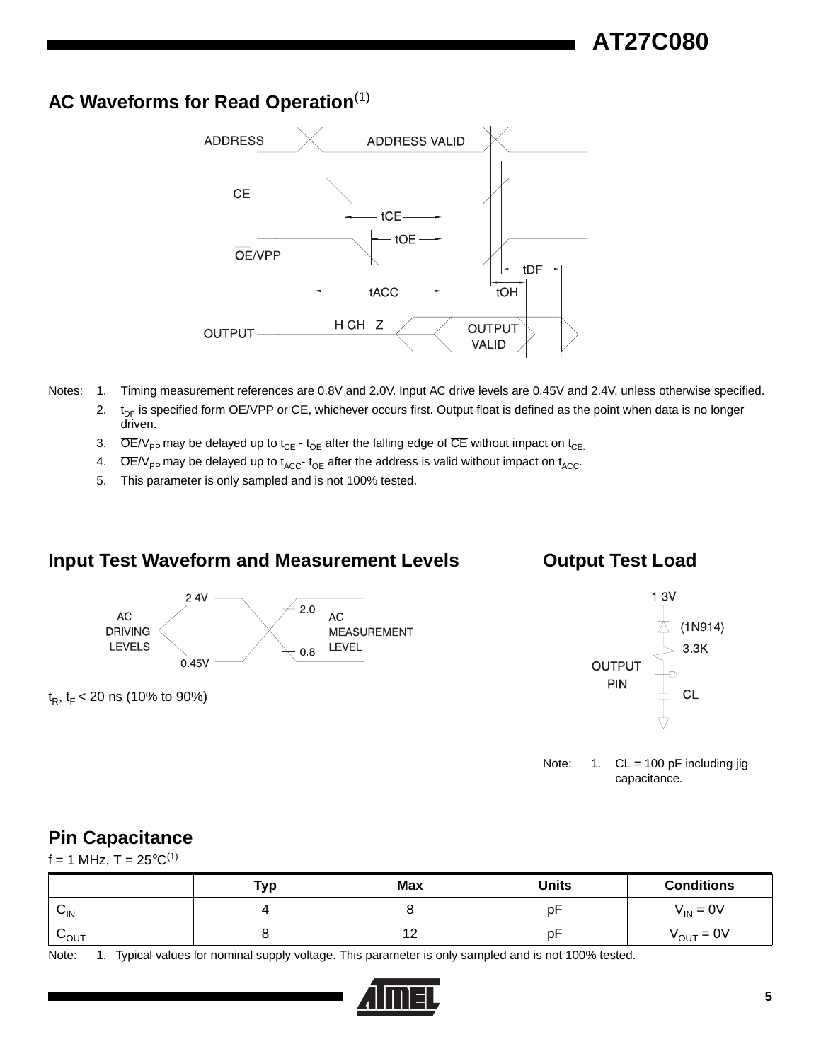## AC Waveforms for Read Operation[1]

Notes: 1. Timing measurement references are 0.8V and 2.0V. Input AC drive levels are 0.45V and 2.4V, unless otherwise specified.

2. $t_{DF}$ is specified form OE/VPP or CE, whichever occurs first. Output float is defined as the point when data is no longer driven.

3. $\overline{OE}/V_{PP}$ may be delayed up to $t_{CE}$ - $t_{OE}$ after the falling edge of $\overline{CE}$ without impact on $t_{CE}$.

4. $\overline{OE}/V_{PP}$ may be delayed up to $t_{ACC}$- $t_{OE}$ after the address is valid without impact on $t_{ACC}$.

5. This parameter is only sampled and is not 100% tested.

## Input Test Waveform and Measurement Levels

$t_R$, $t_F$ < 20 ns (10% to 90%)

## Output Test Load

Note: 1. CL = 100 pF including jig capacitance.

## Pin Capacitance

f = 1 MHz, T = 25°C[1]

| | Typ | Max | Units | Conditions |
|---|---|---|---|---|
| $C_{IN}$ | 4 | 8 | pF | $V_{IN}$ = 0V |
| $C_{OUT}$ | 8 | 12 | pF | $V_{OUT}$ = 0V |

Note: 1. Typical values for nominal supply voltage. This parameter is only sampled and is not 100% tested.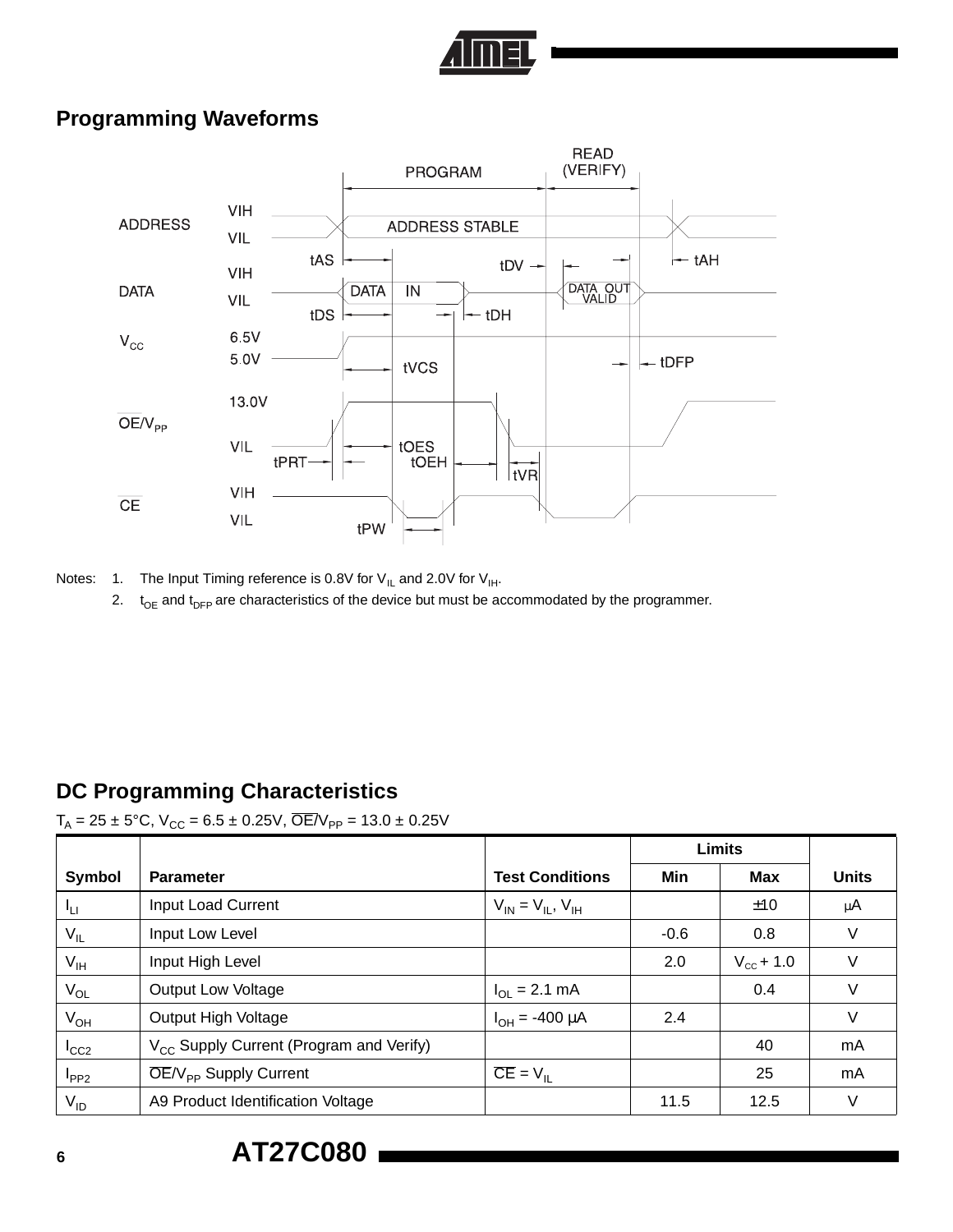## Programming Waveforms

Notes: 1. The Input Timing reference is 0.8V for $V_{IL}$ and 2.0V for $V_{IH}$.

2. $t_{OE}$ and $t_{DFP}$ are characteristics of the device but must be accommodated by the programmer.

## DC Programming Characteristics

$T_A$ = 25 ± 5°C, $V_{CC}$ = 6.5 ± 0.25V, $\overline{OE}/V_{PP}$ = 13.0 ± 0.25V

| Symbol | Parameter | Test Conditions | Limits | | Units |
|---|---|---|---|---|---|
| | | | Min | Max | |
| $I_{LI}$ | Input Load Current | $V_{IN} = V_{IL}, V_{IH}$ | | ±10 | µA |
| $V_{IL}$ | Input Low Level | | -0.6 | 0.8 | V |
| $V_{IH}$ | Input High Level | | 2.0 | $V_{CC}$ + 1.0 | V |
| $V_{OL}$ | Output Low Voltage | $I_{OL}$ = 2.1 mA | | 0.4 | V |
| $V_{OH}$ | Output High Voltage | $I_{OH}$ = -400 µA | 2.4 | | V |
| $I_{CC2}$ | $V_{CC}$ Supply Current (Program and Verify) | | | 40 | mA |
| $I_{PP2}$ | $\overline{OE}/V_{PP}$ Supply Current | $\overline{CE} = V_{IL}$ | | 25 | mA |
| $V_{ID}$ | A9 Product Identification Voltage | | 11.5 | 12.5 | V |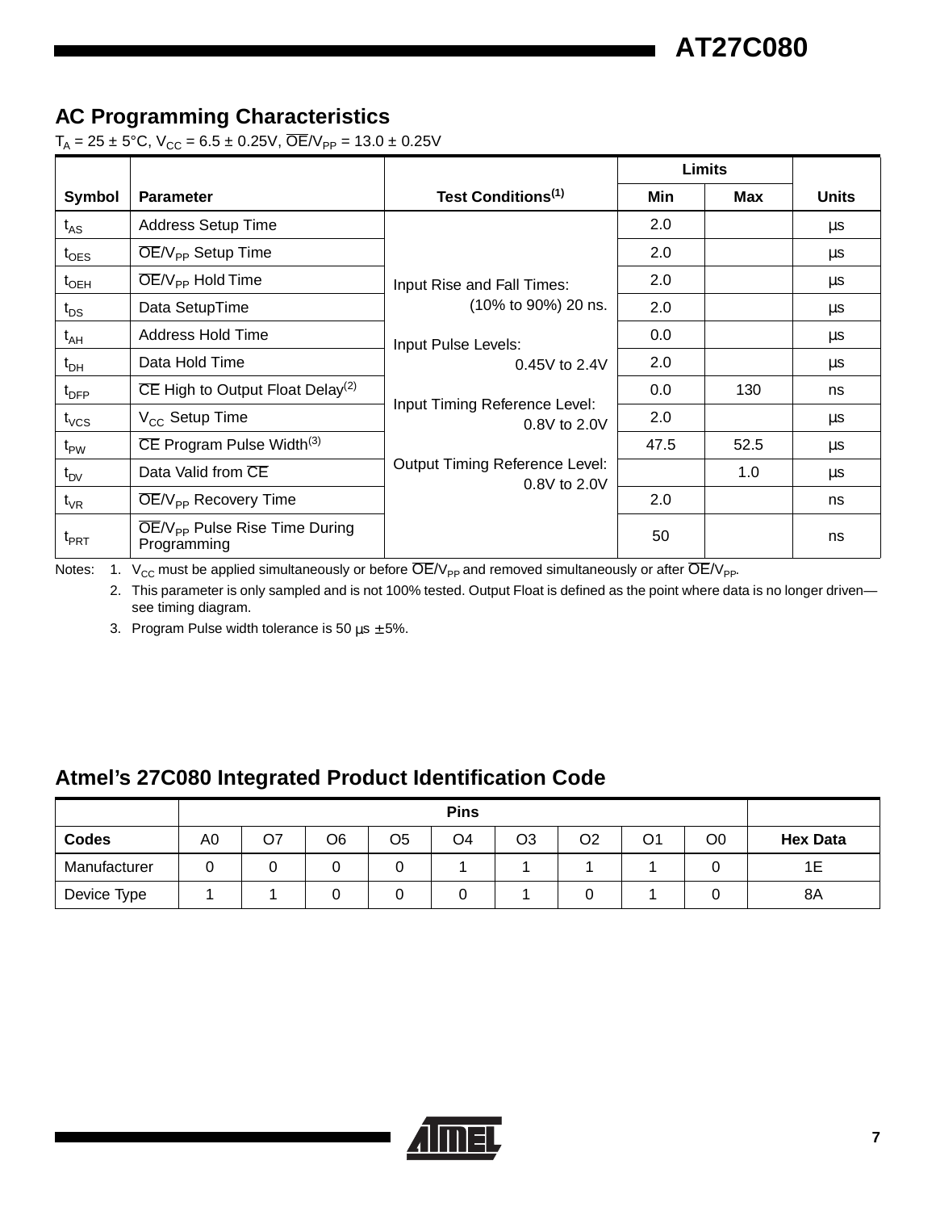## AC Programming Characteristics

$T_A$ = 25 ± 5°C, $V_{CC}$ = 6.5 ± 0.25V, $\overline{OE}/V_{PP}$ = 13.0 ± 0.25V

| Symbol | Parameter | Test Conditions[1] | Limits | | Units |
|---|---|---|---|---|---|
| | | | Min | Max | |
| $t_{AS}$ | Address Setup Time | Input Rise and Fall Times: (10% to 90%) 20 ns. Input Pulse Levels: 0.45V to 2.4V Input Timing Reference Level: 0.8V to 2.0V Output Timing Reference Level: 0.8V to 2.0V | 2.0 | | µs |
| $t_{OES}$ | $\overline{OE}/V_{PP}$ Setup Time | | 2.0 | | µs |
| $t_{OEH}$ | $\overline{OE}/V_{PP}$ Hold Time | | 2.0 | | µs |
| $t_{DS}$ | Data SetupTime | | 2.0 | | µs |
| $t_{AH}$ | Address Hold Time | | 0.0 | | µs |
| $t_{DH}$ | Data Hold Time | | 2.0 | | µs |
| $t_{DFP}$ | $\overline{CE}$ High to Output Float Delay[2] | | 0.0 | 130 | ns |
| $t_{VCS}$ | $V_{CC}$ Setup Time | | 2.0 | | µs |
| $t_{PW}$ | $\overline{CE}$ Program Pulse Width[3] | | 47.5 | 52.5 | µs |
| $t_{DV}$ | Data Valid from $\overline{CE}$ | | | 1.0 | µs |
| $t_{VR}$ | $\overline{OE}/V_{PP}$ Recovery Time | | 2.0 | | ns |
| $t_{PRT}$ | $\overline{OE}/V_{PP}$ Pulse Rise Time During Programming | | 50 | | ns |

Notes: 1. $V_{CC}$ must be applied simultaneously or before $\overline{OE}/V_{PP}$ and removed simultaneously or after $\overline{OE}/V_{PP}$.

2. This parameter is only sampled and is not 100% tested. Output Float is defined as the point where data is no longer driven—see timing diagram.

3. Program Pulse width tolerance is 50 µs ± 5%.

## Atmel's 27C080 Integrated Product Identification Code

| | Pins | | | | | | | | | |
|---|---|---|---|---|---|---|---|---|---|---|
| Codes | A0 | O7 | O6 | O5 | O4 | O3 | O2 | O1 | O0 | Hex Data |
| Manufacturer | 0 | 0 | 0 | 0 | 1 | 1 | 1 | 1 | 0 | 1E |
| Device Type | 1 | 1 | 0 | 0 | 0 | 1 | 0 | 1 | 0 | 8A |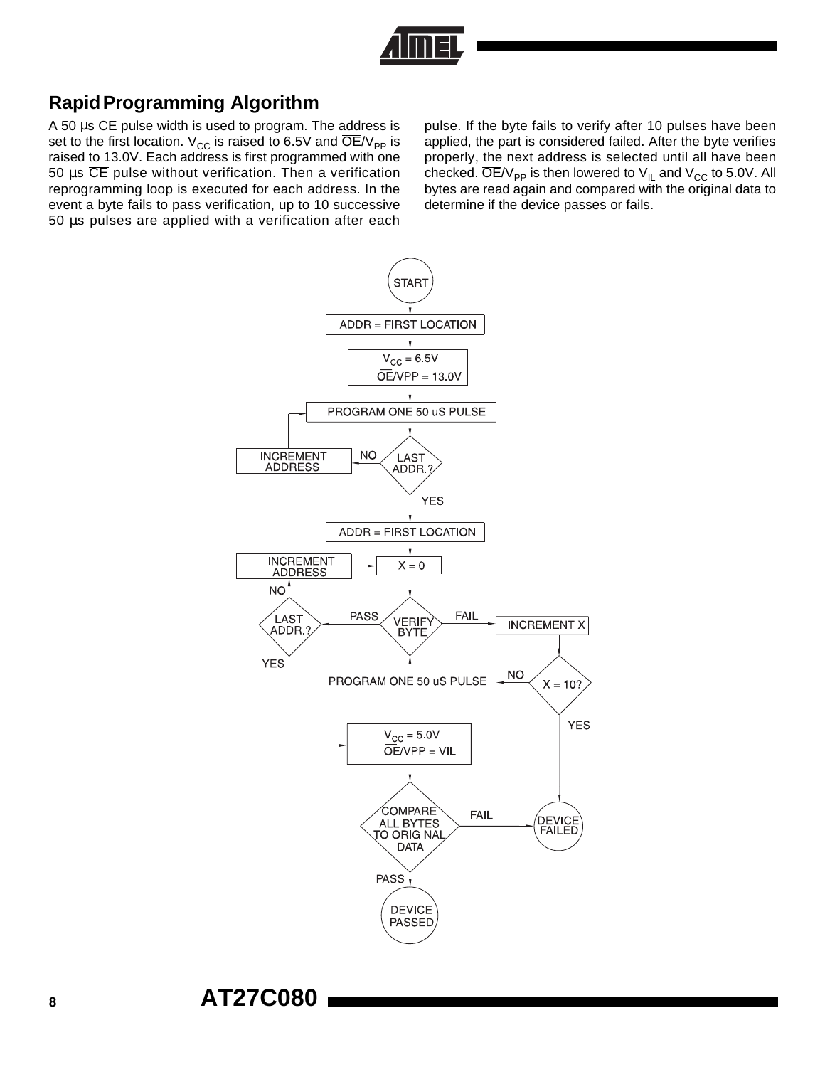## Rapid Programming Algorithm

A 50 µs $\overline{CE}$ pulse width is used to program. The address is set to the first location. $V_{CC}$ is raised to 6.5V and $\overline{OE}/V_{PP}$ is raised to 13.0V. Each address is first programmed with one 50 µs $\overline{CE}$ pulse without verification. Then a verification reprogramming loop is executed for each address. In the event a byte fails to pass verification, up to 10 successive 50 µs pulses are applied with a verification after each pulse. If the byte fails to verify after 10 pulses have been applied, the part is considered failed. After the byte verifies properly, the next address is selected until all have been checked. $\overline{OE}/V_{PP}$ is then lowered to $V_{IL}$ and $V_{CC}$ to 5.0V. All bytes are read again and compared with the original data to determine if the device passes or fails.

START

ADDR = FIRST LOCATION

$V_{CC}$ = 6.5V
$\overline{OE}$/VPP = 13.0V

PROGRAM ONE 50 uS PULSE

LAST ADDR.? — NO: INCREMENT ADDRESS — YES

ADDR = FIRST LOCATION

INCREMENT ADDRESS

X = 0

VERIFY BYTE — PASS / FAIL

LAST ADDR.? — NO / YES

INCREMENT X

X = 10? — NO / YES

PROGRAM ONE 50 uS PULSE

$V_{CC}$ = 5.0V
$\overline{OE}$/VPP = VIL

COMPARE ALL BYTES TO ORIGINAL DATA — PASS / FAIL

DEVICE FAILED

DEVICE PASSED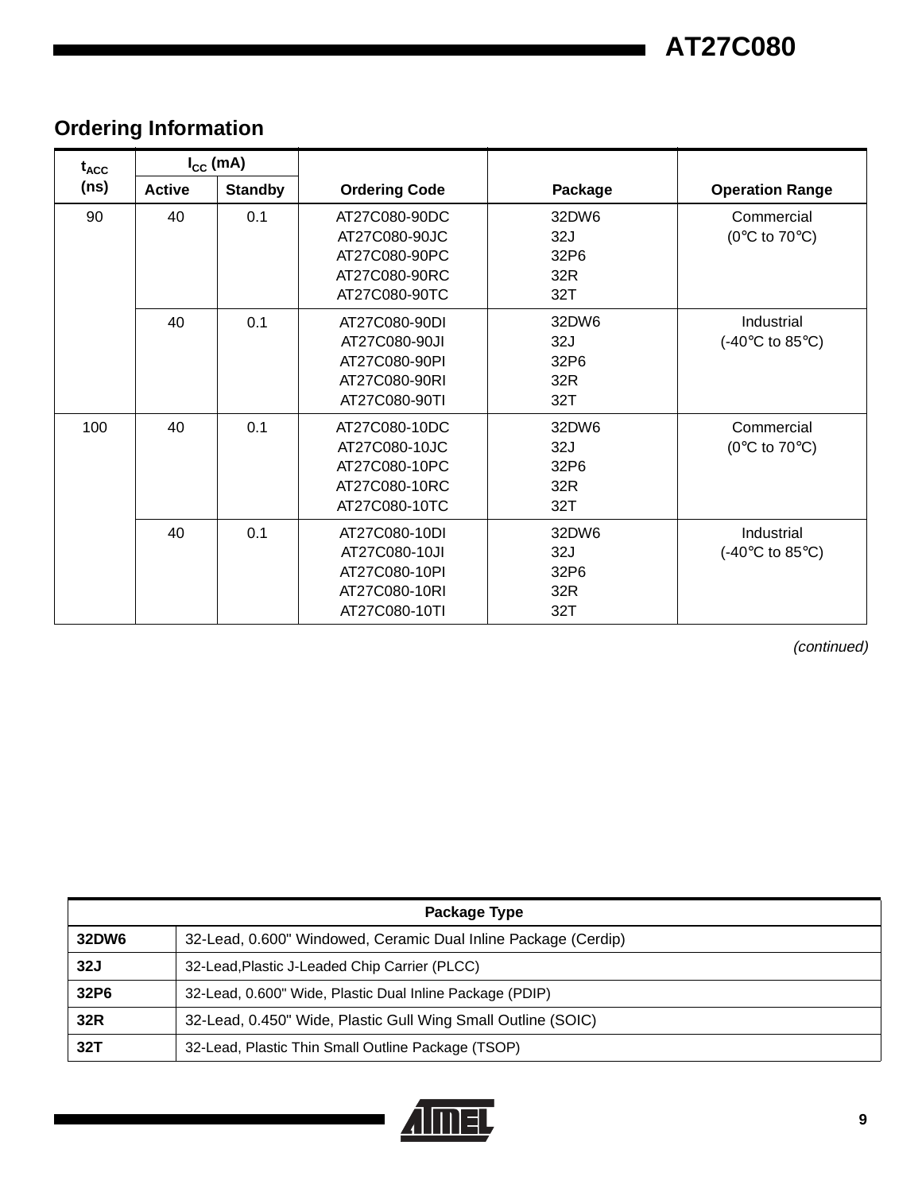## Ordering Information

| $t_{ACC}$ (ns) | $I_{CC}$ (mA) | | Ordering Code | Package | Operation Range |
|---|---|---|---|---|---|
| | Active | Standby | | | |
| 90 | 40 | 0.1 | AT27C080-90DC<br>AT27C080-90JC<br>AT27C080-90PC<br>AT27C080-90RC<br>AT27C080-90TC | 32DW6<br>32J<br>32P6<br>32R<br>32T | Commercial<br>(0°C to 70°C) |
| | 40 | 0.1 | AT27C080-90DI<br>AT27C080-90JI<br>AT27C080-90PI<br>AT27C080-90RI<br>AT27C080-90TI | 32DW6<br>32J<br>32P6<br>32R<br>32T | Industrial<br>(-40°C to 85°C) |
| 100 | 40 | 0.1 | AT27C080-10DC<br>AT27C080-10JC<br>AT27C080-10PC<br>AT27C080-10RC<br>AT27C080-10TC | 32DW6<br>32J<br>32P6<br>32R<br>32T | Commercial<br>(0°C to 70°C) |
| | 40 | 0.1 | AT27C080-10DI<br>AT27C080-10JI<br>AT27C080-10PI<br>AT27C080-10RI<br>AT27C080-10TI | 32DW6<br>32J<br>32P6<br>32R<br>32T | Industrial<br>(-40°C to 85°C) |

*(continued)*

| Package Type | |
|---|---|
| **32DW6** | 32-Lead, 0.600" Windowed, Ceramic Dual Inline Package (Cerdip) |
| **32J** | 32-Lead,Plastic J-Leaded Chip Carrier (PLCC) |
| **32P6** | 32-Lead, 0.600" Wide, Plastic Dual Inline Package (PDIP) |
| **32R** | 32-Lead, 0.450" Wide, Plastic Gull Wing Small Outline (SOIC) |
| **32T** | 32-Lead, Plastic Thin Small Outline Package (TSOP) |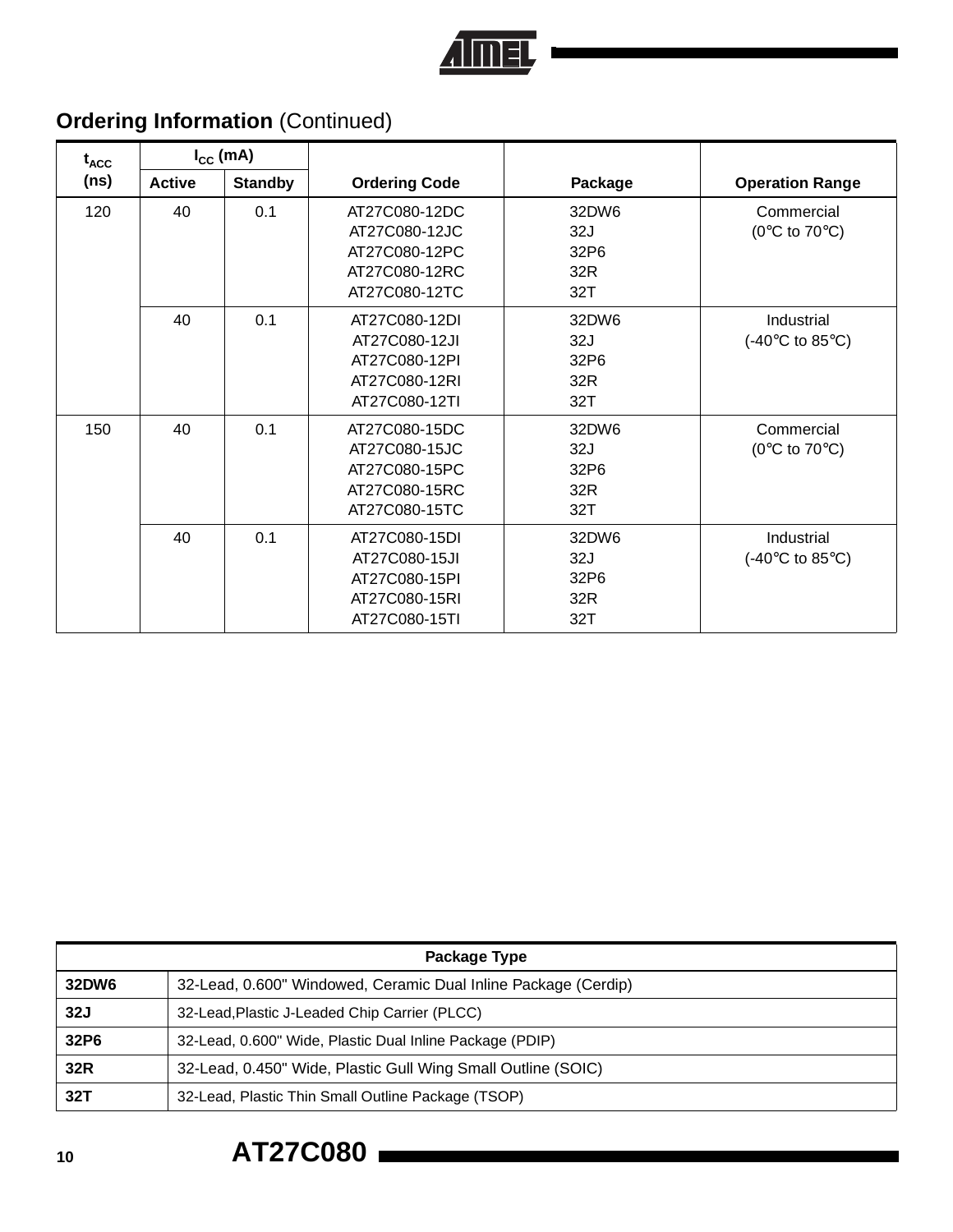## Ordering Information (Continued)

| $t_{ACC}$ (ns) | $I_{CC}$ (mA) | | Ordering Code | Package | Operation Range |
|---|---|---|---|---|---|
| | Active | Standby | | | |
| 120 | 40 | 0.1 | AT27C080-12DC<br>AT27C080-12JC<br>AT27C080-12PC<br>AT27C080-12RC<br>AT27C080-12TC | 32DW6<br>32J<br>32P6<br>32R<br>32T | Commercial<br>(0°C to 70°C) |
| | 40 | 0.1 | AT27C080-12DI<br>AT27C080-12JI<br>AT27C080-12PI<br>AT27C080-12RI<br>AT27C080-12TI | 32DW6<br>32J<br>32P6<br>32R<br>32T | Industrial<br>(-40°C to 85°C) |
| 150 | 40 | 0.1 | AT27C080-15DC<br>AT27C080-15JC<br>AT27C080-15PC<br>AT27C080-15RC<br>AT27C080-15TC | 32DW6<br>32J<br>32P6<br>32R<br>32T | Commercial<br>(0°C to 70°C) |
| | 40 | 0.1 | AT27C080-15DI<br>AT27C080-15JI<br>AT27C080-15PI<br>AT27C080-15RI<br>AT27C080-15TI | 32DW6<br>32J<br>32P6<br>32R<br>32T | Industrial<br>(-40°C to 85°C) |

| Package Type | |
|---|---|
| **32DW6** | 32-Lead, 0.600" Windowed, Ceramic Dual Inline Package (Cerdip) |
| **32J** | 32-Lead,Plastic J-Leaded Chip Carrier (PLCC) |
| **32P6** | 32-Lead, 0.600" Wide, Plastic Dual Inline Package (PDIP) |
| **32R** | 32-Lead, 0.450" Wide, Plastic Gull Wing Small Outline (SOIC) |
| **32T** | 32-Lead, Plastic Thin Small Outline Package (TSOP) |